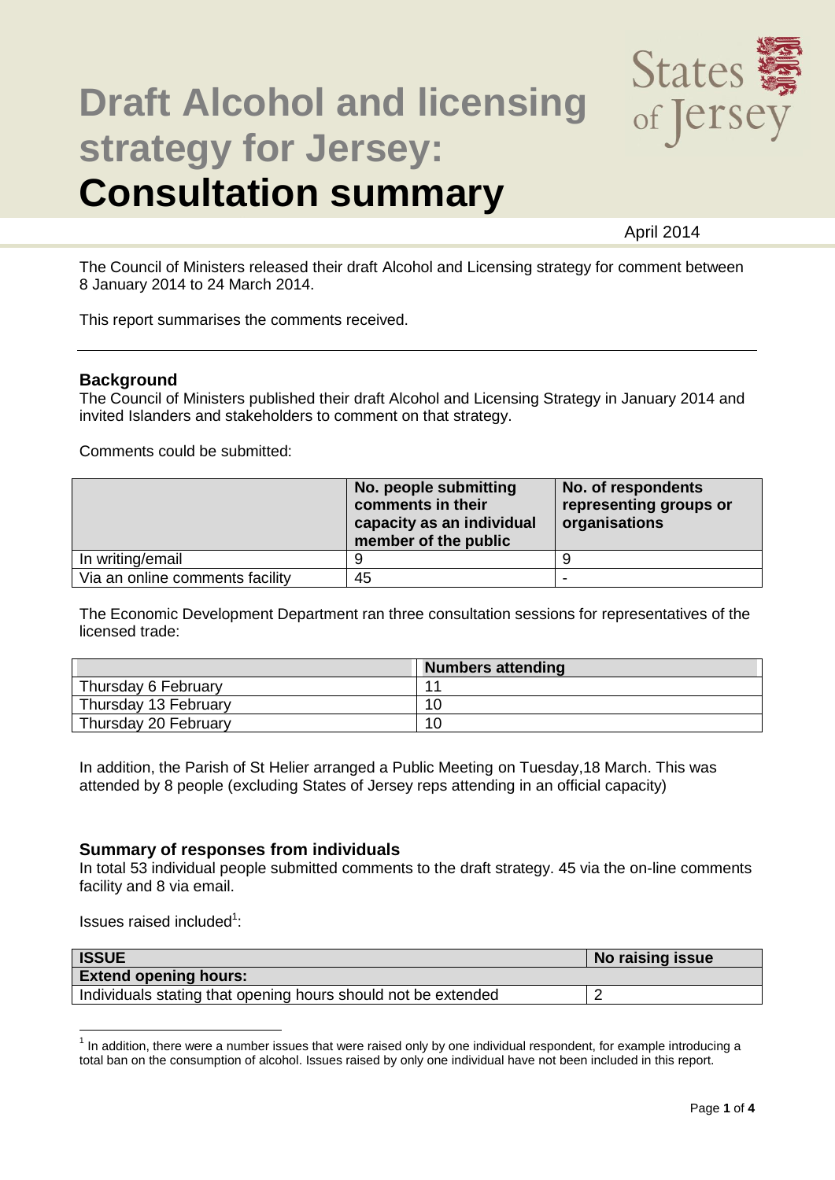# Draft Alcohol and licensing strategy for Jersey: Consultation summary

April 2014

The Council of Ministers released their draft Alcohol and Licensing strategy for comment between 8 January 2014 to 24 March 2014.

This report summarises the comments received.

---

### Background

The Council of Ministers published their draft Alcohol and Licensing Strategy in January 2014 and invited Islanders and stakeholders to comment on that strategy.

Comments could be submitted:

| | No. people submitting comments in their capacity as an individual member of the public | No. of respondents representing groups or organisations |
|---|---|---|
| In writing/email | 9 | 9 |
| Via an online comments facility | 45 | - |

The Economic Development Department ran three consultation sessions for representatives of the licensed trade:

| | Numbers attending |
|---|---|
| Thursday 6 February | 11 |
| Thursday 13 February | 10 |
| Thursday 20 February | 10 |

In addition, the Parish of St Helier arranged a Public Meeting on Tuesday,18 March. This was attended by 8 people (excluding States of Jersey reps attending in an official capacity)

### Summary of responses from individuals

In total 53 individual people submitted comments to the draft strategy. 45 via the on-line comments facility and 8 via email.

Issues raised included[1]:

| ISSUE | No raising issue |
|---|---|
| **Extend opening hours:** | |
| Individuals stating that opening hours should not be extended | 2 |

[1] In addition, there were a number issues that were raised only by one individual respondent, for example introducing a total ban on the consumption of alcohol. Issues raised by only one individual have not been included in this report.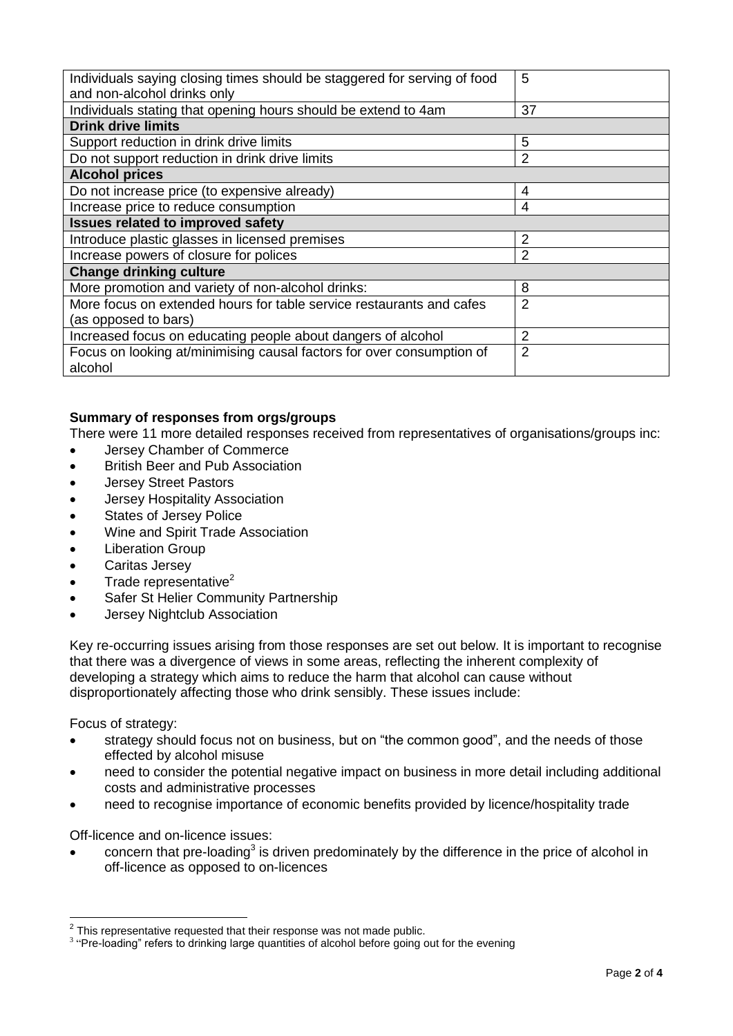| Individuals saying closing times should be staggered for serving of food and non-alcohol drinks only | 5 |
|---|---|
| Individuals stating that opening hours should be extend to 4am | 37 |
| **Drink drive limits** | |
| Support reduction in drink drive limits | 5 |
| Do not support reduction in drink drive limits | 2 |
| **Alcohol prices** | |
| Do not increase price (to expensive already) | 4 |
| Increase price to reduce consumption | 4 |
| **Issues related to improved safety** | |
| Introduce plastic glasses in licensed premises | 2 |
| Increase powers of closure for polices | 2 |
| **Change drinking culture** | |
| More promotion and variety of non-alcohol drinks: | 8 |
| More focus on extended hours for table service restaurants and cafes (as opposed to bars) | 2 |
| Increased focus on educating people about dangers of alcohol | 2 |
| Focus on looking at/minimising causal factors for over consumption of alcohol | 2 |

**Summary of responses from orgs/groups**

There were 11 more detailed responses received from representatives of organisations/groups inc:

- Jersey Chamber of Commerce
- British Beer and Pub Association
- Jersey Street Pastors
- Jersey Hospitality Association
- States of Jersey Police
- Wine and Spirit Trade Association
- Liberation Group
- Caritas Jersey
- Trade representative[2]
- Safer St Helier Community Partnership
- Jersey Nightclub Association

Key re-occurring issues arising from those responses are set out below. It is important to recognise that there was a divergence of views in some areas, reflecting the inherent complexity of developing a strategy which aims to reduce the harm that alcohol can cause without disproportionately affecting those who drink sensibly. These issues include:

Focus of strategy:

- strategy should focus not on business, but on "the common good", and the needs of those effected by alcohol misuse
- need to consider the potential negative impact on business in more detail including additional costs and administrative processes
- need to recognise importance of economic benefits provided by licence/hospitality trade

Off-licence and on-licence issues:

- concern that pre-loading[3] is driven predominately by the difference in the price of alcohol in off-licence as opposed to on-licences

[2] This representative requested that their response was not made public.

[3] "Pre-loading" refers to drinking large quantities of alcohol before going out for the evening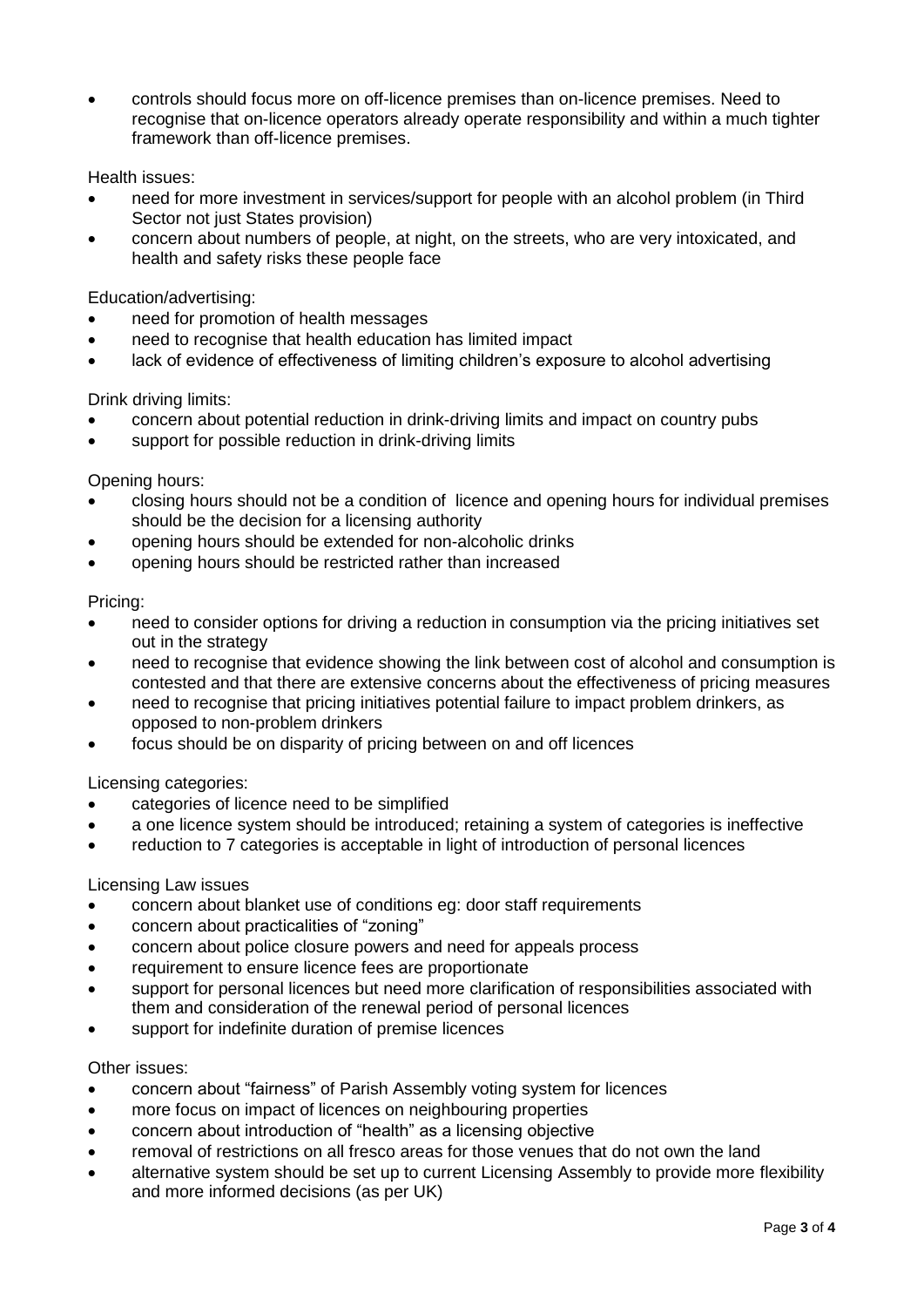- controls should focus more on off-licence premises than on-licence premises. Need to recognise that on-licence operators already operate responsibility and within a much tighter framework than off-licence premises.

Health issues:

- need for more investment in services/support for people with an alcohol problem (in Third Sector not just States provision)
- concern about numbers of people, at night, on the streets, who are very intoxicated, and health and safety risks these people face

Education/advertising:

- need for promotion of health messages
- need to recognise that health education has limited impact
- lack of evidence of effectiveness of limiting children's exposure to alcohol advertising

Drink driving limits:

- concern about potential reduction in drink-driving limits and impact on country pubs
- support for possible reduction in drink-driving limits

Opening hours:

- closing hours should not be a condition of licence and opening hours for individual premises should be the decision for a licensing authority
- opening hours should be extended for non-alcoholic drinks
- opening hours should be restricted rather than increased

Pricing:

- need to consider options for driving a reduction in consumption via the pricing initiatives set out in the strategy
- need to recognise that evidence showing the link between cost of alcohol and consumption is contested and that there are extensive concerns about the effectiveness of pricing measures
- need to recognise that pricing initiatives potential failure to impact problem drinkers, as opposed to non-problem drinkers
- focus should be on disparity of pricing between on and off licences

Licensing categories:

- categories of licence need to be simplified
- a one licence system should be introduced; retaining a system of categories is ineffective
- reduction to 7 categories is acceptable in light of introduction of personal licences

Licensing Law issues

- concern about blanket use of conditions eg: door staff requirements
- concern about practicalities of "zoning"
- concern about police closure powers and need for appeals process
- requirement to ensure licence fees are proportionate
- support for personal licences but need more clarification of responsibilities associated with them and consideration of the renewal period of personal licences
- support for indefinite duration of premise licences

Other issues:

- concern about "fairness" of Parish Assembly voting system for licences
- more focus on impact of licences on neighbouring properties
- concern about introduction of "health" as a licensing objective
- removal of restrictions on all fresco areas for those venues that do not own the land
- alternative system should be set up to current Licensing Assembly to provide more flexibility and more informed decisions (as per UK)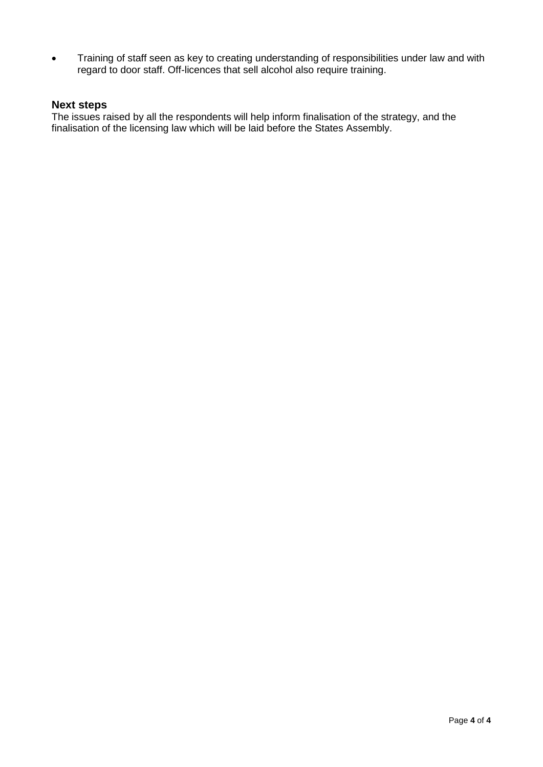- Training of staff seen as key to creating understanding of responsibilities under law and with regard to door staff. Off-licences that sell alcohol also require training.

## Next steps

The issues raised by all the respondents will help inform finalisation of the strategy, and the finalisation of the licensing law which will be laid before the States Assembly.